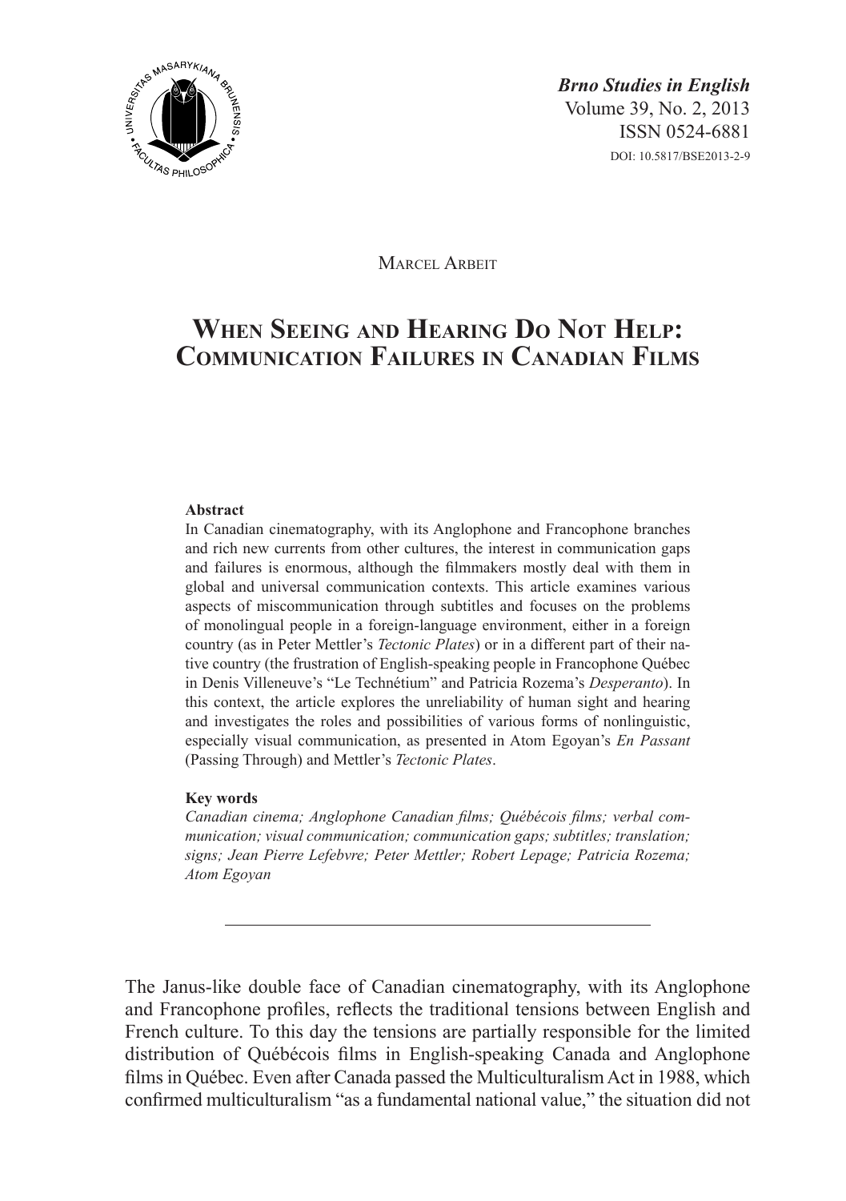*Brno Studies in English*
Volume 39, No. 2, 2013
ISSN 0524-6881
DOI: 10.5817/BSE2013-2-9

Marcel Arbeit

# When Seeing and Hearing Do Not Help: Communication Failures in Canadian Films

**Abstract**

In Canadian cinematography, with its Anglophone and Francophone branches and rich new currents from other cultures, the interest in communication gaps and failures is enormous, although the filmmakers mostly deal with them in global and universal communication contexts. This article examines various aspects of miscommunication through subtitles and focuses on the problems of monolingual people in a foreign-language environment, either in a foreign country (as in Peter Mettler's *Tectonic Plates*) or in a different part of their native country (the frustration of English-speaking people in Francophone Québec in Denis Villeneuve's "Le Technétium" and Patricia Rozema's *Desperanto*). In this context, the article explores the unreliability of human sight and hearing and investigates the roles and possibilities of various forms of nonlinguistic, especially visual communication, as presented in Atom Egoyan's *En Passant* (Passing Through) and Mettler's *Tectonic Plates*.

**Key words**

*Canadian cinema; Anglophone Canadian films; Québécois films; verbal communication; visual communication; communication gaps; subtitles; translation; signs; Jean Pierre Lefebvre; Peter Mettler; Robert Lepage; Patricia Rozema; Atom Egoyan*

---

The Janus-like double face of Canadian cinematography, with its Anglophone and Francophone profiles, reflects the traditional tensions between English and French culture. To this day the tensions are partially responsible for the limited distribution of Québécois films in English-speaking Canada and Anglophone films in Québec. Even after Canada passed the Multiculturalism Act in 1988, which confirmed multiculturalism "as a fundamental national value," the situation did not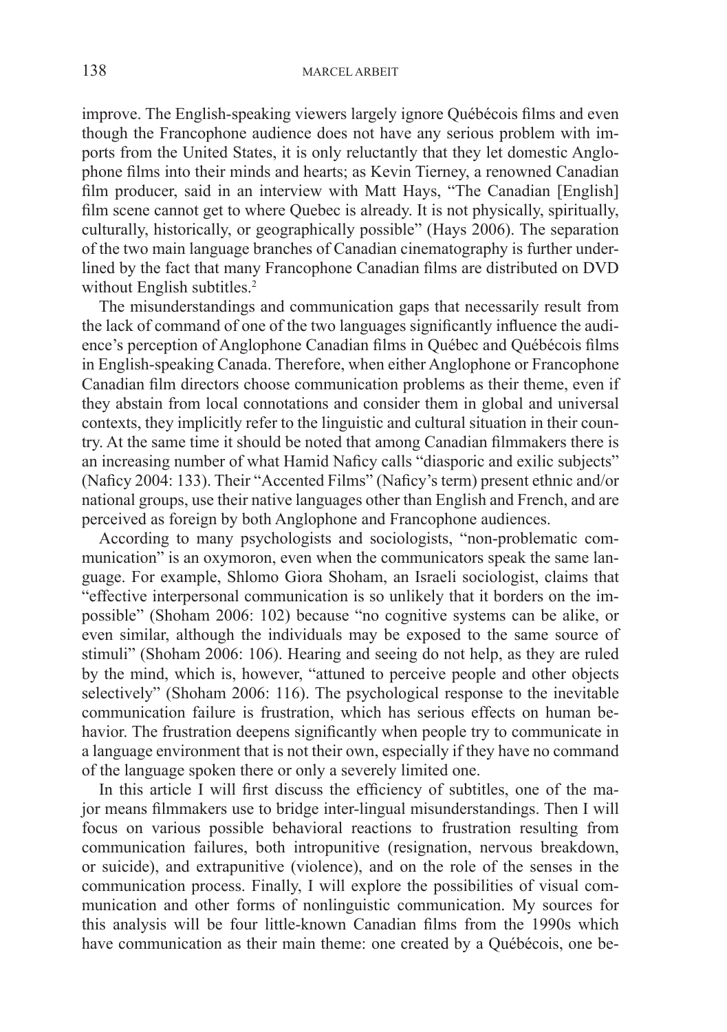improve. The English-speaking viewers largely ignore Québécois films and even though the Francophone audience does not have any serious problem with imports from the United States, it is only reluctantly that they let domestic Anglophone films into their minds and hearts; as Kevin Tierney, a renowned Canadian film producer, said in an interview with Matt Hays, "The Canadian [English] film scene cannot get to where Quebec is already. It is not physically, spiritually, culturally, historically, or geographically possible" (Hays 2006). The separation of the two main language branches of Canadian cinematography is further underlined by the fact that many Francophone Canadian films are distributed on DVD without English subtitles.[2]

The misunderstandings and communication gaps that necessarily result from the lack of command of one of the two languages significantly influence the audience's perception of Anglophone Canadian films in Québec and Québécois films in English-speaking Canada. Therefore, when either Anglophone or Francophone Canadian film directors choose communication problems as their theme, even if they abstain from local connotations and consider them in global and universal contexts, they implicitly refer to the linguistic and cultural situation in their country. At the same time it should be noted that among Canadian filmmakers there is an increasing number of what Hamid Naficy calls "diasporic and exilic subjects" (Naficy 2004: 133). Their "Accented Films" (Naficy's term) present ethnic and/or national groups, use their native languages other than English and French, and are perceived as foreign by both Anglophone and Francophone audiences.

According to many psychologists and sociologists, "non-problematic communication" is an oxymoron, even when the communicators speak the same language. For example, Shlomo Giora Shoham, an Israeli sociologist, claims that "effective interpersonal communication is so unlikely that it borders on the impossible" (Shoham 2006: 102) because "no cognitive systems can be alike, or even similar, although the individuals may be exposed to the same source of stimuli" (Shoham 2006: 106). Hearing and seeing do not help, as they are ruled by the mind, which is, however, "attuned to perceive people and other objects selectively" (Shoham 2006: 116). The psychological response to the inevitable communication failure is frustration, which has serious effects on human behavior. The frustration deepens significantly when people try to communicate in a language environment that is not their own, especially if they have no command of the language spoken there or only a severely limited one.

In this article I will first discuss the efficiency of subtitles, one of the major means filmmakers use to bridge inter-lingual misunderstandings. Then I will focus on various possible behavioral reactions to frustration resulting from communication failures, both intropunitive (resignation, nervous breakdown, or suicide), and extrapunitive (violence), and on the role of the senses in the communication process. Finally, I will explore the possibilities of visual communication and other forms of nonlinguistic communication. My sources for this analysis will be four little-known Canadian films from the 1990s which have communication as their main theme: one created by a Québécois, one be-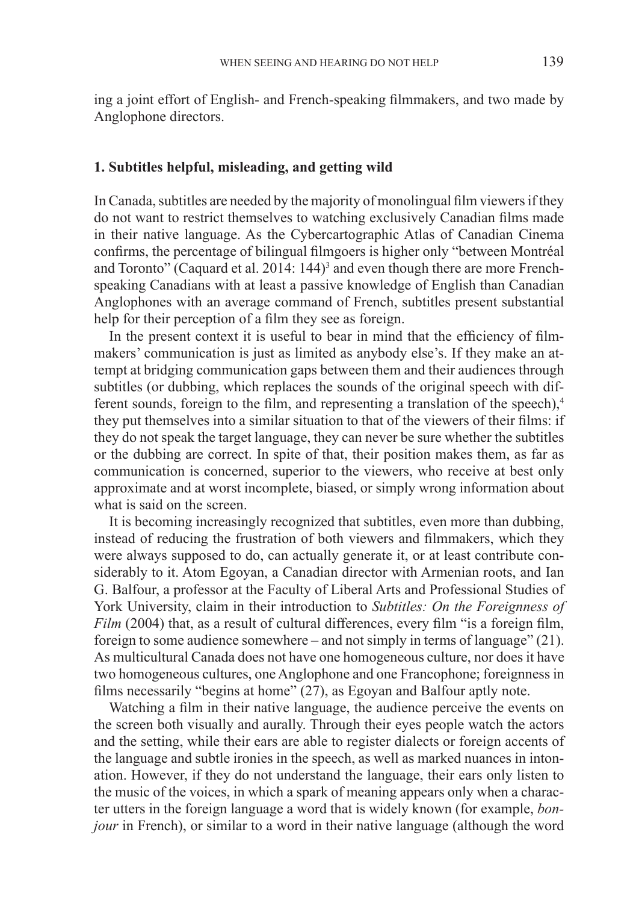ing a joint effort of English- and French-speaking filmmakers, and two made by Anglophone directors.

## 1. Subtitles helpful, misleading, and getting wild

In Canada, subtitles are needed by the majority of monolingual film viewers if they do not want to restrict themselves to watching exclusively Canadian films made in their native language. As the Cybercartographic Atlas of Canadian Cinema confirms, the percentage of bilingual filmgoers is higher only "between Montréal and Toronto" (Caquard et al. 2014: 144)[3] and even though there are more French-speaking Canadians with at least a passive knowledge of English than Canadian Anglophones with an average command of French, subtitles present substantial help for their perception of a film they see as foreign.

In the present context it is useful to bear in mind that the efficiency of filmmakers' communication is just as limited as anybody else's. If they make an attempt at bridging communication gaps between them and their audiences through subtitles (or dubbing, which replaces the sounds of the original speech with different sounds, foreign to the film, and representing a translation of the speech),[4] they put themselves into a similar situation to that of the viewers of their films: if they do not speak the target language, they can never be sure whether the subtitles or the dubbing are correct. In spite of that, their position makes them, as far as communication is concerned, superior to the viewers, who receive at best only approximate and at worst incomplete, biased, or simply wrong information about what is said on the screen.

It is becoming increasingly recognized that subtitles, even more than dubbing, instead of reducing the frustration of both viewers and filmmakers, which they were always supposed to do, can actually generate it, or at least contribute considerably to it. Atom Egoyan, a Canadian director with Armenian roots, and Ian G. Balfour, a professor at the Faculty of Liberal Arts and Professional Studies of York University, claim in their introduction to *Subtitles: On the Foreignness of Film* (2004) that, as a result of cultural differences, every film "is a foreign film, foreign to some audience somewhere – and not simply in terms of language" (21). As multicultural Canada does not have one homogeneous culture, nor does it have two homogeneous cultures, one Anglophone and one Francophone; foreignness in films necessarily "begins at home" (27), as Egoyan and Balfour aptly note.

Watching a film in their native language, the audience perceive the events on the screen both visually and aurally. Through their eyes people watch the actors and the setting, while their ears are able to register dialects or foreign accents of the language and subtle ironies in the speech, as well as marked nuances in intonation. However, if they do not understand the language, their ears only listen to the music of the voices, in which a spark of meaning appears only when a character utters in the foreign language a word that is widely known (for example, *bonjour* in French), or similar to a word in their native language (although the word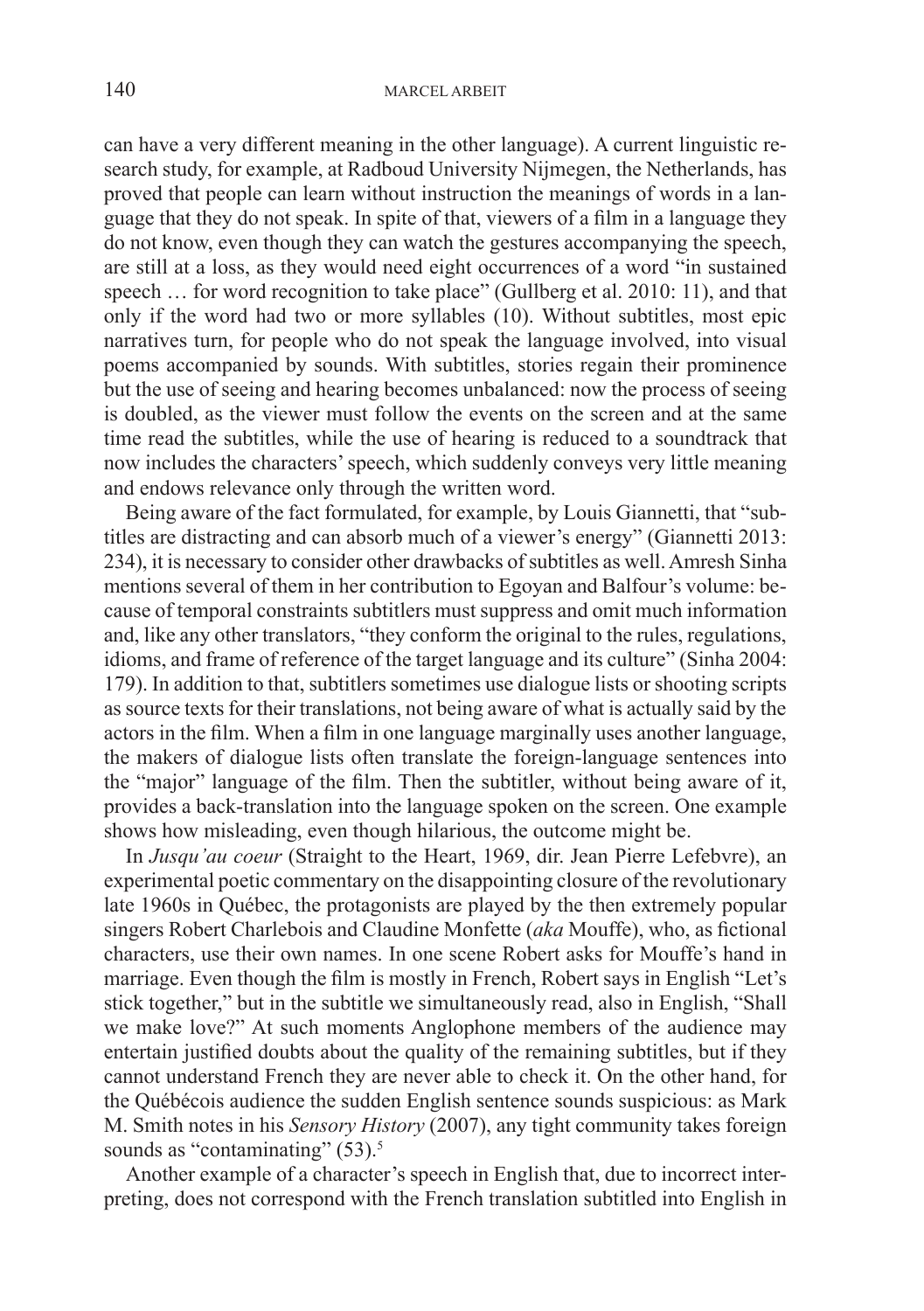can have a very different meaning in the other language). A current linguistic research study, for example, at Radboud University Nijmegen, the Netherlands, has proved that people can learn without instruction the meanings of words in a language that they do not speak. In spite of that, viewers of a film in a language they do not know, even though they can watch the gestures accompanying the speech, are still at a loss, as they would need eight occurrences of a word "in sustained speech … for word recognition to take place" (Gullberg et al. 2010: 11), and that only if the word had two or more syllables (10). Without subtitles, most epic narratives turn, for people who do not speak the language involved, into visual poems accompanied by sounds. With subtitles, stories regain their prominence but the use of seeing and hearing becomes unbalanced: now the process of seeing is doubled, as the viewer must follow the events on the screen and at the same time read the subtitles, while the use of hearing is reduced to a soundtrack that now includes the characters' speech, which suddenly conveys very little meaning and endows relevance only through the written word.

Being aware of the fact formulated, for example, by Louis Giannetti, that "subtitles are distracting and can absorb much of a viewer's energy" (Giannetti 2013: 234), it is necessary to consider other drawbacks of subtitles as well. Amresh Sinha mentions several of them in her contribution to Egoyan and Balfour's volume: because of temporal constraints subtitlers must suppress and omit much information and, like any other translators, "they conform the original to the rules, regulations, idioms, and frame of reference of the target language and its culture" (Sinha 2004: 179). In addition to that, subtitlers sometimes use dialogue lists or shooting scripts as source texts for their translations, not being aware of what is actually said by the actors in the film. When a film in one language marginally uses another language, the makers of dialogue lists often translate the foreign-language sentences into the "major" language of the film. Then the subtitler, without being aware of it, provides a back-translation into the language spoken on the screen. One example shows how misleading, even though hilarious, the outcome might be.

In *Jusqu'au coeur* (Straight to the Heart, 1969, dir. Jean Pierre Lefebvre), an experimental poetic commentary on the disappointing closure of the revolutionary late 1960s in Québec, the protagonists are played by the then extremely popular singers Robert Charlebois and Claudine Monfette (*aka* Mouffe), who, as fictional characters, use their own names. In one scene Robert asks for Mouffe's hand in marriage. Even though the film is mostly in French, Robert says in English "Let's stick together," but in the subtitle we simultaneously read, also in English, "Shall we make love?" At such moments Anglophone members of the audience may entertain justified doubts about the quality of the remaining subtitles, but if they cannot understand French they are never able to check it. On the other hand, for the Québécois audience the sudden English sentence sounds suspicious: as Mark M. Smith notes in his *Sensory History* (2007), any tight community takes foreign sounds as "contaminating" (53).[5]

Another example of a character's speech in English that, due to incorrect interpreting, does not correspond with the French translation subtitled into English in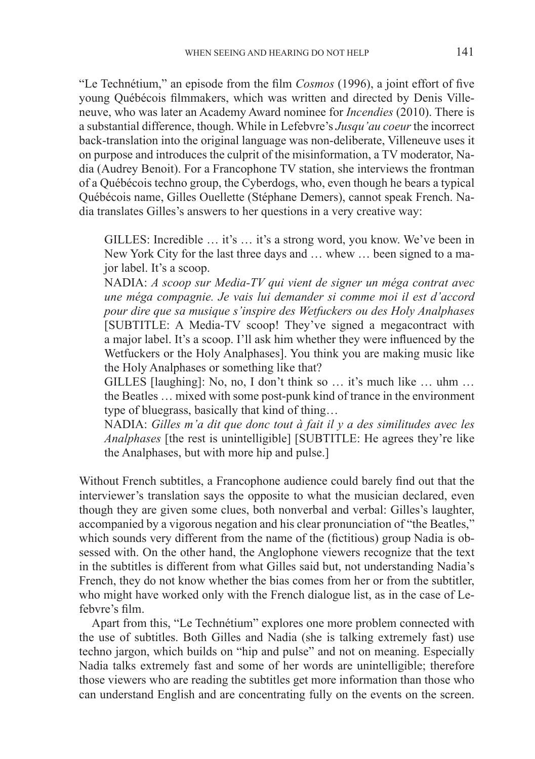"Le Technétium," an episode from the film *Cosmos* (1996), a joint effort of five young Québécois filmmakers, which was written and directed by Denis Villeneuve, who was later an Academy Award nominee for *Incendies* (2010). There is a substantial difference, though. While in Lefebvre's *Jusqu'au coeur* the incorrect back-translation into the original language was non-deliberate, Villeneuve uses it on purpose and introduces the culprit of the misinformation, a TV moderator, Nadia (Audrey Benoit). For a Francophone TV station, she interviews the frontman of a Québécois techno group, the Cyberdogs, who, even though he bears a typical Québécois name, Gilles Ouellette (Stéphane Demers), cannot speak French. Nadia translates Gilles's answers to her questions in a very creative way:

> GILLES: Incredible … it's … it's a strong word, you know. We've been in New York City for the last three days and … whew … been signed to a major label. It's a scoop.
>
> NADIA: *A scoop sur Media-TV qui vient de signer un méga contrat avec une méga compagnie. Je vais lui demander si comme moi il est d'accord pour dire que sa musique s'inspire des Wetfuckers ou des Holy Analphases* [SUBTITLE: A Media-TV scoop! They've signed a megacontract with a major label. It's a scoop. I'll ask him whether they were influenced by the Wetfuckers or the Holy Analphases]. You think you are making music like the Holy Analphases or something like that?
>
> GILLES [laughing]: No, no, I don't think so … it's much like … uhm … the Beatles … mixed with some post-punk kind of trance in the environment type of bluegrass, basically that kind of thing…
>
> NADIA: *Gilles m'a dit que donc tout à fait il y a des similitudes avec les Analphases* [the rest is unintelligible] [SUBTITLE: He agrees they're like the Analphases, but with more hip and pulse.]

Without French subtitles, a Francophone audience could barely find out that the interviewer's translation says the opposite to what the musician declared, even though they are given some clues, both nonverbal and verbal: Gilles's laughter, accompanied by a vigorous negation and his clear pronunciation of "the Beatles," which sounds very different from the name of the (fictitious) group Nadia is obsessed with. On the other hand, the Anglophone viewers recognize that the text in the subtitles is different from what Gilles said but, not understanding Nadia's French, they do not know whether the bias comes from her or from the subtitler, who might have worked only with the French dialogue list, as in the case of Lefebvre's film.

Apart from this, "Le Technétium" explores one more problem connected with the use of subtitles. Both Gilles and Nadia (she is talking extremely fast) use techno jargon, which builds on "hip and pulse" and not on meaning. Especially Nadia talks extremely fast and some of her words are unintelligible; therefore those viewers who are reading the subtitles get more information than those who can understand English and are concentrating fully on the events on the screen.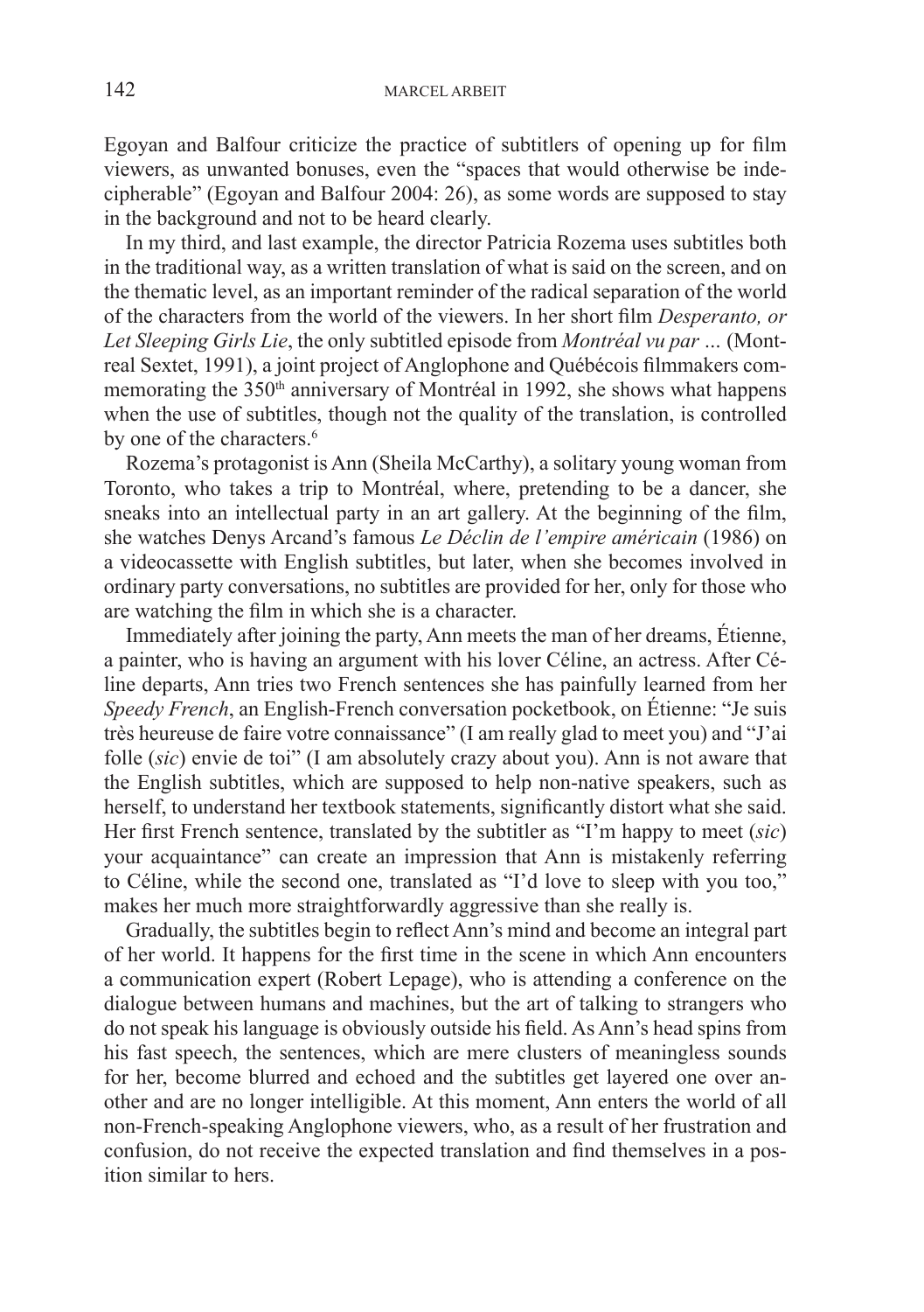Egoyan and Balfour criticize the practice of subtitlers of opening up for film viewers, as unwanted bonuses, even the "spaces that would otherwise be indecipherable" (Egoyan and Balfour 2004: 26), as some words are supposed to stay in the background and not to be heard clearly.

In my third, and last example, the director Patricia Rozema uses subtitles both in the traditional way, as a written translation of what is said on the screen, and on the thematic level, as an important reminder of the radical separation of the world of the characters from the world of the viewers. In her short film *Desperanto, or Let Sleeping Girls Lie*, the only subtitled episode from *Montréal vu par …* (Montreal Sextet, 1991), a joint project of Anglophone and Québécois filmmakers commemorating the 350th anniversary of Montréal in 1992, she shows what happens when the use of subtitles, though not the quality of the translation, is controlled by one of the characters.[6]

Rozema's protagonist is Ann (Sheila McCarthy), a solitary young woman from Toronto, who takes a trip to Montréal, where, pretending to be a dancer, she sneaks into an intellectual party in an art gallery. At the beginning of the film, she watches Denys Arcand's famous *Le Déclin de l'empire américain* (1986) on a videocassette with English subtitles, but later, when she becomes involved in ordinary party conversations, no subtitles are provided for her, only for those who are watching the film in which she is a character.

Immediately after joining the party, Ann meets the man of her dreams, Étienne, a painter, who is having an argument with his lover Céline, an actress. After Céline departs, Ann tries two French sentences she has painfully learned from her *Speedy French*, an English-French conversation pocketbook, on Étienne: "Je suis très heureuse de faire votre connaissance" (I am really glad to meet you) and "J'ai folle (*sic*) envie de toi" (I am absolutely crazy about you). Ann is not aware that the English subtitles, which are supposed to help non-native speakers, such as herself, to understand her textbook statements, significantly distort what she said. Her first French sentence, translated by the subtitler as "I'm happy to meet (*sic*) your acquaintance" can create an impression that Ann is mistakenly referring to Céline, while the second one, translated as "I'd love to sleep with you too," makes her much more straightforwardly aggressive than she really is.

Gradually, the subtitles begin to reflect Ann's mind and become an integral part of her world. It happens for the first time in the scene in which Ann encounters a communication expert (Robert Lepage), who is attending a conference on the dialogue between humans and machines, but the art of talking to strangers who do not speak his language is obviously outside his field. As Ann's head spins from his fast speech, the sentences, which are mere clusters of meaningless sounds for her, become blurred and echoed and the subtitles get layered one over another and are no longer intelligible. At this moment, Ann enters the world of all non-French-speaking Anglophone viewers, who, as a result of her frustration and confusion, do not receive the expected translation and find themselves in a position similar to hers.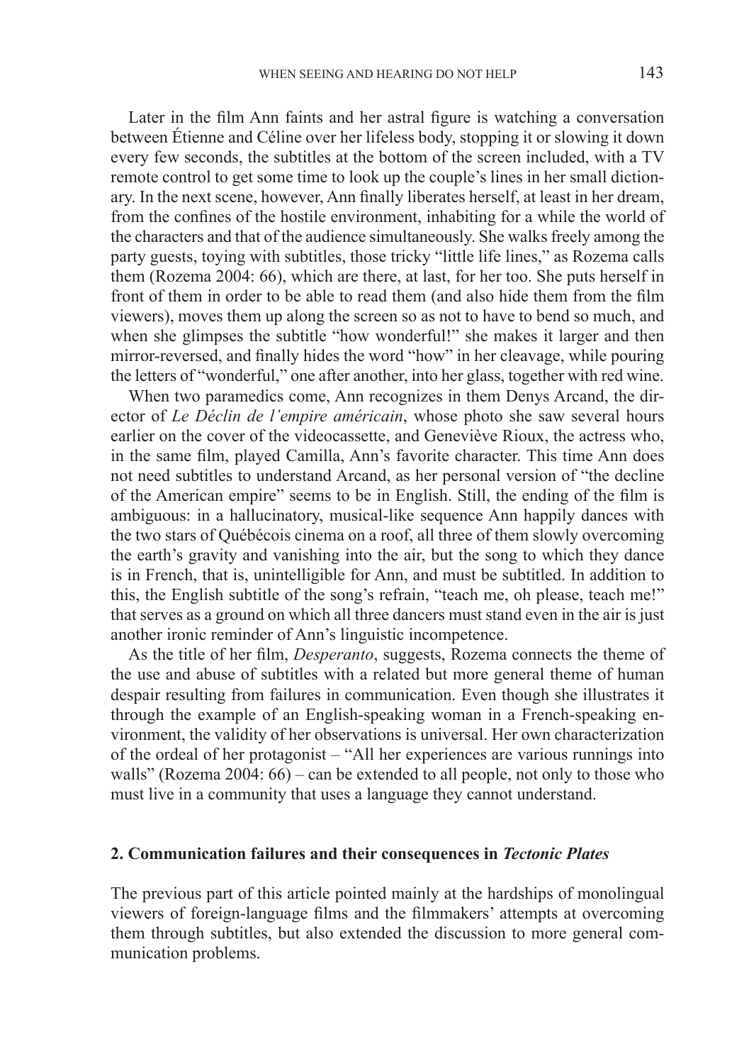Later in the film Ann faints and her astral figure is watching a conversation between Étienne and Céline over her lifeless body, stopping it or slowing it down every few seconds, the subtitles at the bottom of the screen included, with a TV remote control to get some time to look up the couple's lines in her small dictionary. In the next scene, however, Ann finally liberates herself, at least in her dream, from the confines of the hostile environment, inhabiting for a while the world of the characters and that of the audience simultaneously. She walks freely among the party guests, toying with subtitles, those tricky "little life lines," as Rozema calls them (Rozema 2004: 66), which are there, at last, for her too. She puts herself in front of them in order to be able to read them (and also hide them from the film viewers), moves them up along the screen so as not to have to bend so much, and when she glimpses the subtitle "how wonderful!" she makes it larger and then mirror-reversed, and finally hides the word "how" in her cleavage, while pouring the letters of "wonderful," one after another, into her glass, together with red wine.

When two paramedics come, Ann recognizes in them Denys Arcand, the director of *Le Déclin de l'empire américain*, whose photo she saw several hours earlier on the cover of the videocassette, and Geneviève Rioux, the actress who, in the same film, played Camilla, Ann's favorite character. This time Ann does not need subtitles to understand Arcand, as her personal version of "the decline of the American empire" seems to be in English. Still, the ending of the film is ambiguous: in a hallucinatory, musical-like sequence Ann happily dances with the two stars of Québécois cinema on a roof, all three of them slowly overcoming the earth's gravity and vanishing into the air, but the song to which they dance is in French, that is, unintelligible for Ann, and must be subtitled. In addition to this, the English subtitle of the song's refrain, "teach me, oh please, teach me!" that serves as a ground on which all three dancers must stand even in the air is just another ironic reminder of Ann's linguistic incompetence.

As the title of her film, *Desperanto*, suggests, Rozema connects the theme of the use and abuse of subtitles with a related but more general theme of human despair resulting from failures in communication. Even though she illustrates it through the example of an English-speaking woman in a French-speaking environment, the validity of her observations is universal. Her own characterization of the ordeal of her protagonist – "All her experiences are various runnings into walls" (Rozema 2004: 66) – can be extended to all people, not only to those who must live in a community that uses a language they cannot understand.

## 2. Communication failures and their consequences in *Tectonic Plates*

The previous part of this article pointed mainly at the hardships of monolingual viewers of foreign-language films and the filmmakers' attempts at overcoming them through subtitles, but also extended the discussion to more general communication problems.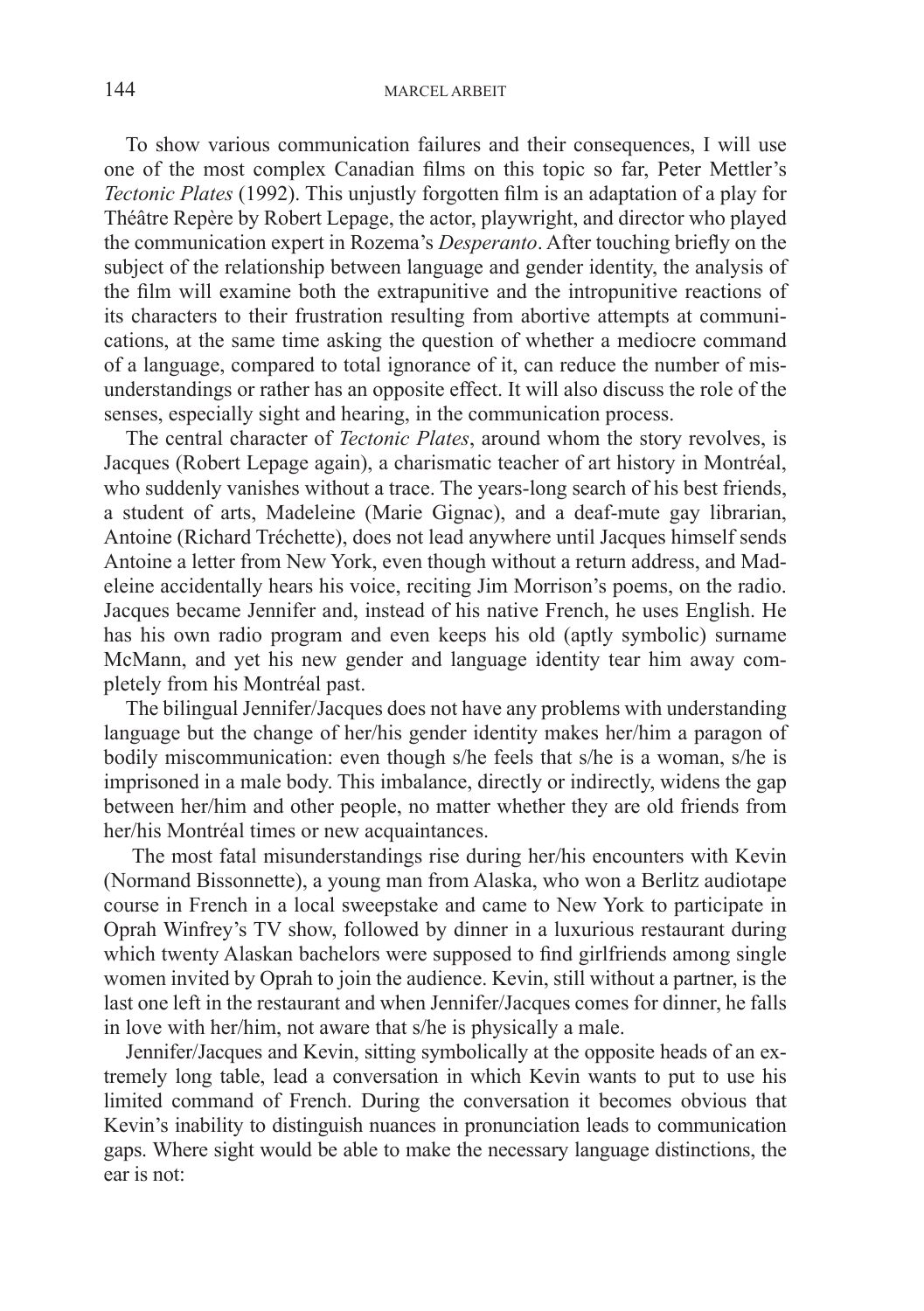To show various communication failures and their consequences, I will use one of the most complex Canadian films on this topic so far, Peter Mettler's *Tectonic Plates* (1992). This unjustly forgotten film is an adaptation of a play for Théâtre Repère by Robert Lepage, the actor, playwright, and director who played the communication expert in Rozema's *Desperanto*. After touching briefly on the subject of the relationship between language and gender identity, the analysis of the film will examine both the extrapunitive and the intropunitive reactions of its characters to their frustration resulting from abortive attempts at communications, at the same time asking the question of whether a mediocre command of a language, compared to total ignorance of it, can reduce the number of misunderstandings or rather has an opposite effect. It will also discuss the role of the senses, especially sight and hearing, in the communication process.

The central character of *Tectonic Plates*, around whom the story revolves, is Jacques (Robert Lepage again), a charismatic teacher of art history in Montréal, who suddenly vanishes without a trace. The years-long search of his best friends, a student of arts, Madeleine (Marie Gignac), and a deaf-mute gay librarian, Antoine (Richard Tréchette), does not lead anywhere until Jacques himself sends Antoine a letter from New York, even though without a return address, and Madeleine accidentally hears his voice, reciting Jim Morrison's poems, on the radio. Jacques became Jennifer and, instead of his native French, he uses English. He has his own radio program and even keeps his old (aptly symbolic) surname McMann, and yet his new gender and language identity tear him away completely from his Montréal past.

The bilingual Jennifer/Jacques does not have any problems with understanding language but the change of her/his gender identity makes her/him a paragon of bodily miscommunication: even though s/he feels that s/he is a woman, s/he is imprisoned in a male body. This imbalance, directly or indirectly, widens the gap between her/him and other people, no matter whether they are old friends from her/his Montréal times or new acquaintances.

The most fatal misunderstandings rise during her/his encounters with Kevin (Normand Bissonnette), a young man from Alaska, who won a Berlitz audiotape course in French in a local sweepstake and came to New York to participate in Oprah Winfrey's TV show, followed by dinner in a luxurious restaurant during which twenty Alaskan bachelors were supposed to find girlfriends among single women invited by Oprah to join the audience. Kevin, still without a partner, is the last one left in the restaurant and when Jennifer/Jacques comes for dinner, he falls in love with her/him, not aware that s/he is physically a male.

Jennifer/Jacques and Kevin, sitting symbolically at the opposite heads of an extremely long table, lead a conversation in which Kevin wants to put to use his limited command of French. During the conversation it becomes obvious that Kevin's inability to distinguish nuances in pronunciation leads to communication gaps. Where sight would be able to make the necessary language distinctions, the ear is not: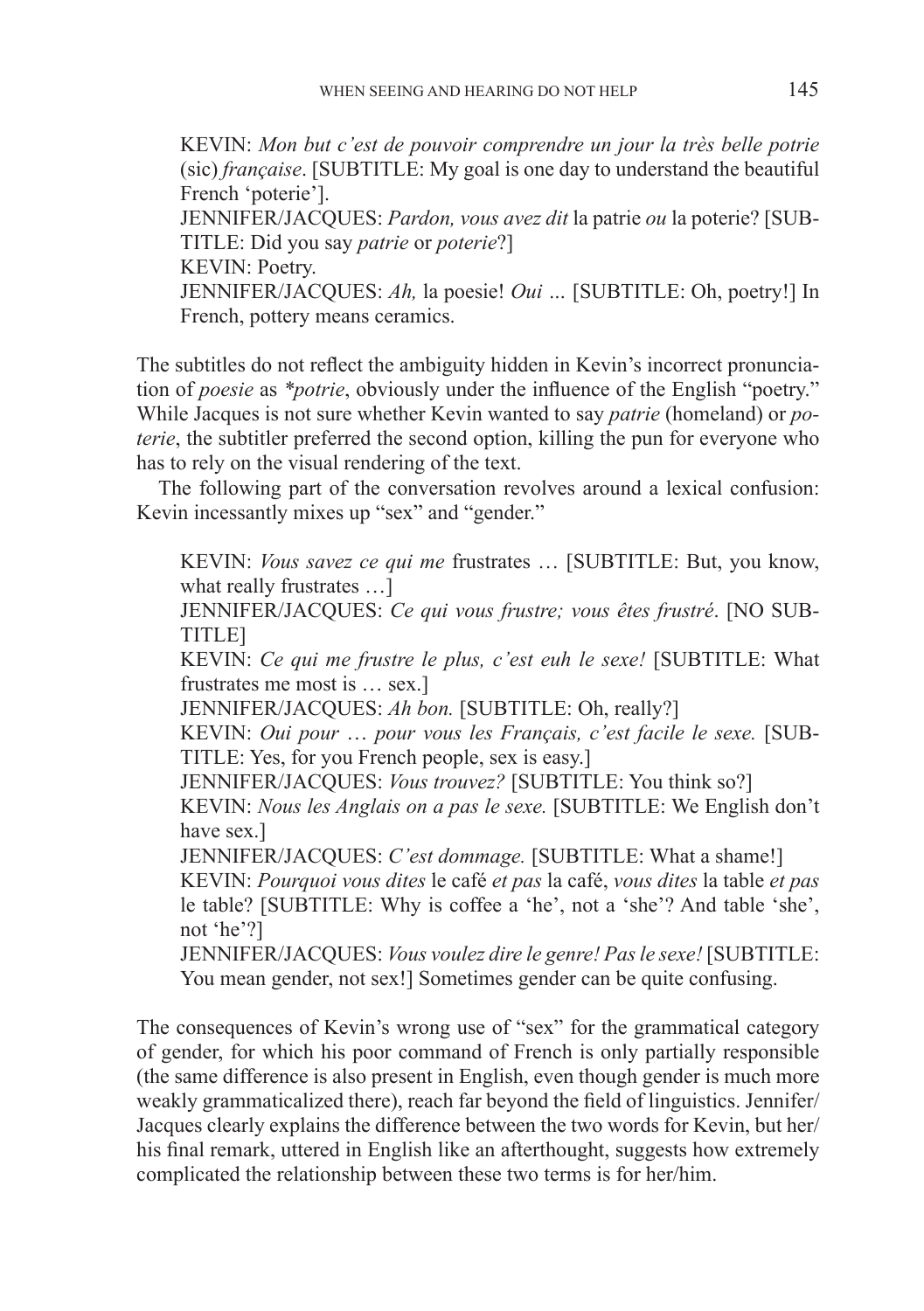KEVIN: *Mon but c'est de pouvoir comprendre un jour la très belle potrie* (sic) *française*. [SUBTITLE: My goal is one day to understand the beautiful French 'poterie'].

JENNIFER/JACQUES: *Pardon, vous avez dit* la patrie *ou* la poterie? [SUBTITLE: Did you say *patrie* or *poterie*?]

KEVIN: Poetry.

JENNIFER/JACQUES: *Ah,* la poesie! *Oui …* [SUBTITLE: Oh, poetry!] In French, pottery means ceramics.

The subtitles do not reflect the ambiguity hidden in Kevin's incorrect pronunciation of *poesie* as **potrie*, obviously under the influence of the English "poetry." While Jacques is not sure whether Kevin wanted to say *patrie* (homeland) or *poterie*, the subtitler preferred the second option, killing the pun for everyone who has to rely on the visual rendering of the text.

The following part of the conversation revolves around a lexical confusion: Kevin incessantly mixes up "sex" and "gender."

KEVIN: *Vous savez ce qui me* frustrates … [SUBTITLE: But, you know, what really frustrates …]

JENNIFER/JACQUES: *Ce qui vous frustre; vous êtes frustré*. [NO SUBTITLE]

KEVIN: *Ce qui me frustre le plus, c'est euh le sexe!* [SUBTITLE: What frustrates me most is … sex.]

JENNIFER/JACQUES: *Ah bon.* [SUBTITLE: Oh, really?]

KEVIN: *Oui pour … pour vous les Français, c'est facile le sexe.* [SUBTITLE: Yes, for you French people, sex is easy.]

JENNIFER/JACQUES: *Vous trouvez?* [SUBTITLE: You think so?]

KEVIN: *Nous les Anglais on a pas le sexe.* [SUBTITLE: We English don't have sex.]

JENNIFER/JACQUES: *C'est dommage.* [SUBTITLE: What a shame!]

KEVIN: *Pourquoi vous dites* le café *et pas* la café, *vous dites* la table *et pas* le table? [SUBTITLE: Why is coffee a 'he', not a 'she'? And table 'she', not 'he'?]

JENNIFER/JACQUES: *Vous voulez dire le genre! Pas le sexe!* [SUBTITLE: You mean gender, not sex!] Sometimes gender can be quite confusing.

The consequences of Kevin's wrong use of "sex" for the grammatical category of gender, for which his poor command of French is only partially responsible (the same difference is also present in English, even though gender is much more weakly grammaticalized there), reach far beyond the field of linguistics. Jennifer/Jacques clearly explains the difference between the two words for Kevin, but her/his final remark, uttered in English like an afterthought, suggests how extremely complicated the relationship between these two terms is for her/him.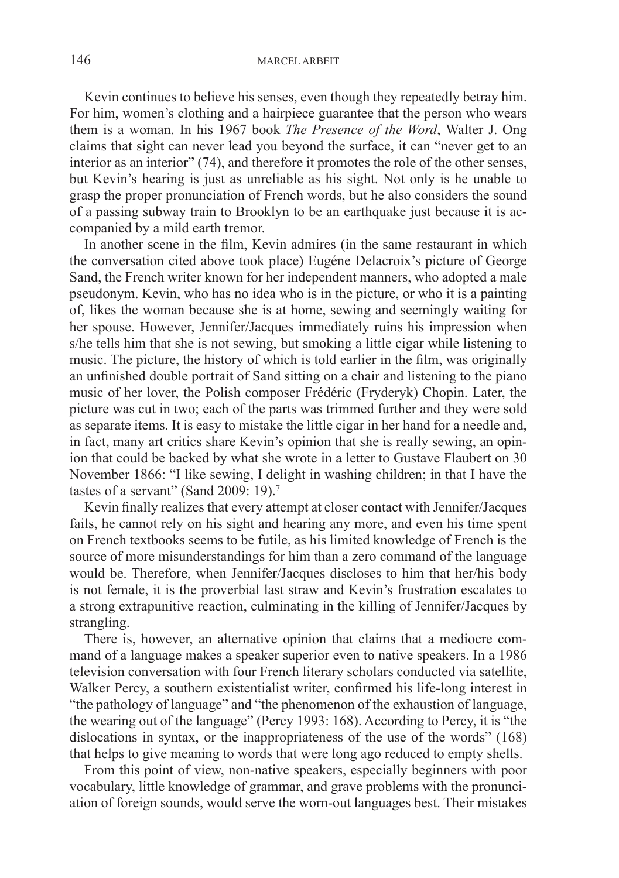Kevin continues to believe his senses, even though they repeatedly betray him. For him, women's clothing and a hairpiece guarantee that the person who wears them is a woman. In his 1967 book *The Presence of the Word*, Walter J. Ong claims that sight can never lead you beyond the surface, it can "never get to an interior as an interior" (74), and therefore it promotes the role of the other senses, but Kevin's hearing is just as unreliable as his sight. Not only is he unable to grasp the proper pronunciation of French words, but he also considers the sound of a passing subway train to Brooklyn to be an earthquake just because it is accompanied by a mild earth tremor.

In another scene in the film, Kevin admires (in the same restaurant in which the conversation cited above took place) Eugéne Delacroix's picture of George Sand, the French writer known for her independent manners, who adopted a male pseudonym. Kevin, who has no idea who is in the picture, or who it is a painting of, likes the woman because she is at home, sewing and seemingly waiting for her spouse. However, Jennifer/Jacques immediately ruins his impression when s/he tells him that she is not sewing, but smoking a little cigar while listening to music. The picture, the history of which is told earlier in the film, was originally an unfinished double portrait of Sand sitting on a chair and listening to the piano music of her lover, the Polish composer Frédéric (Fryderyk) Chopin. Later, the picture was cut in two; each of the parts was trimmed further and they were sold as separate items. It is easy to mistake the little cigar in her hand for a needle and, in fact, many art critics share Kevin's opinion that she is really sewing, an opinion that could be backed by what she wrote in a letter to Gustave Flaubert on 30 November 1866: "I like sewing, I delight in washing children; in that I have the tastes of a servant" (Sand 2009: 19).[7]

Kevin finally realizes that every attempt at closer contact with Jennifer/Jacques fails, he cannot rely on his sight and hearing any more, and even his time spent on French textbooks seems to be futile, as his limited knowledge of French is the source of more misunderstandings for him than a zero command of the language would be. Therefore, when Jennifer/Jacques discloses to him that her/his body is not female, it is the proverbial last straw and Kevin's frustration escalates to a strong extrapunitive reaction, culminating in the killing of Jennifer/Jacques by strangling.

There is, however, an alternative opinion that claims that a mediocre command of a language makes a speaker superior even to native speakers. In a 1986 television conversation with four French literary scholars conducted via satellite, Walker Percy, a southern existentialist writer, confirmed his life-long interest in "the pathology of language" and "the phenomenon of the exhaustion of language, the wearing out of the language" (Percy 1993: 168). According to Percy, it is "the dislocations in syntax, or the inappropriateness of the use of the words" (168) that helps to give meaning to words that were long ago reduced to empty shells.

From this point of view, non-native speakers, especially beginners with poor vocabulary, little knowledge of grammar, and grave problems with the pronunciation of foreign sounds, would serve the worn-out languages best. Their mistakes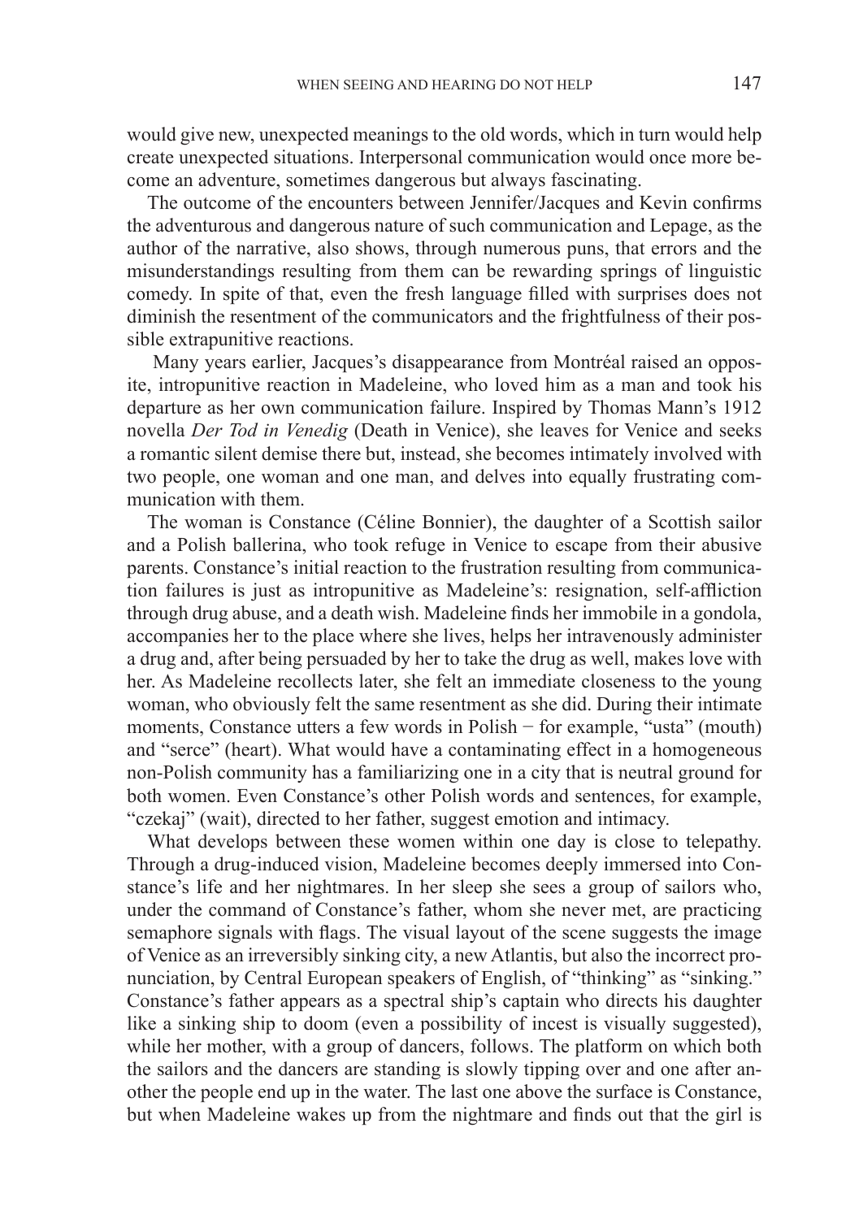would give new, unexpected meanings to the old words, which in turn would help create unexpected situations. Interpersonal communication would once more become an adventure, sometimes dangerous but always fascinating.

The outcome of the encounters between Jennifer/Jacques and Kevin confirms the adventurous and dangerous nature of such communication and Lepage, as the author of the narrative, also shows, through numerous puns, that errors and the misunderstandings resulting from them can be rewarding springs of linguistic comedy. In spite of that, even the fresh language filled with surprises does not diminish the resentment of the communicators and the frightfulness of their possible extrapunitive reactions.

Many years earlier, Jacques's disappearance from Montréal raised an opposite, intropunitive reaction in Madeleine, who loved him as a man and took his departure as her own communication failure. Inspired by Thomas Mann's 1912 novella *Der Tod in Venedig* (Death in Venice), she leaves for Venice and seeks a romantic silent demise there but, instead, she becomes intimately involved with two people, one woman and one man, and delves into equally frustrating communication with them.

The woman is Constance (Céline Bonnier), the daughter of a Scottish sailor and a Polish ballerina, who took refuge in Venice to escape from their abusive parents. Constance's initial reaction to the frustration resulting from communication failures is just as intropunitive as Madeleine's: resignation, self-affliction through drug abuse, and a death wish. Madeleine finds her immobile in a gondola, accompanies her to the place where she lives, helps her intravenously administer a drug and, after being persuaded by her to take the drug as well, makes love with her. As Madeleine recollects later, she felt an immediate closeness to the young woman, who obviously felt the same resentment as she did. During their intimate moments, Constance utters a few words in Polish − for example, "usta" (mouth) and "serce" (heart). What would have a contaminating effect in a homogeneous non-Polish community has a familiarizing one in a city that is neutral ground for both women. Even Constance's other Polish words and sentences, for example, "czekaj" (wait), directed to her father, suggest emotion and intimacy.

What develops between these women within one day is close to telepathy. Through a drug-induced vision, Madeleine becomes deeply immersed into Constance's life and her nightmares. In her sleep she sees a group of sailors who, under the command of Constance's father, whom she never met, are practicing semaphore signals with flags. The visual layout of the scene suggests the image of Venice as an irreversibly sinking city, a new Atlantis, but also the incorrect pronunciation, by Central European speakers of English, of "thinking" as "sinking." Constance's father appears as a spectral ship's captain who directs his daughter like a sinking ship to doom (even a possibility of incest is visually suggested), while her mother, with a group of dancers, follows. The platform on which both the sailors and the dancers are standing is slowly tipping over and one after another the people end up in the water. The last one above the surface is Constance, but when Madeleine wakes up from the nightmare and finds out that the girl is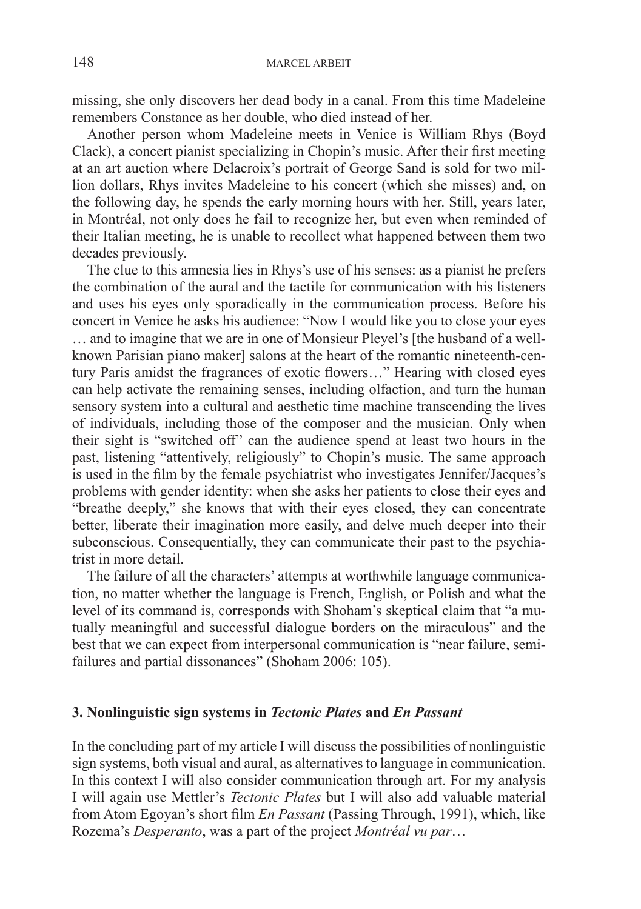missing, she only discovers her dead body in a canal. From this time Madeleine remembers Constance as her double, who died instead of her.

Another person whom Madeleine meets in Venice is William Rhys (Boyd Clack), a concert pianist specializing in Chopin's music. After their first meeting at an art auction where Delacroix's portrait of George Sand is sold for two million dollars, Rhys invites Madeleine to his concert (which she misses) and, on the following day, he spends the early morning hours with her. Still, years later, in Montréal, not only does he fail to recognize her, but even when reminded of their Italian meeting, he is unable to recollect what happened between them two decades previously.

The clue to this amnesia lies in Rhys's use of his senses: as a pianist he prefers the combination of the aural and the tactile for communication with his listeners and uses his eyes only sporadically in the communication process. Before his concert in Venice he asks his audience: "Now I would like you to close your eyes … and to imagine that we are in one of Monsieur Pleyel's [the husband of a well-known Parisian piano maker] salons at the heart of the romantic nineteenth-century Paris amidst the fragrances of exotic flowers…" Hearing with closed eyes can help activate the remaining senses, including olfaction, and turn the human sensory system into a cultural and aesthetic time machine transcending the lives of individuals, including those of the composer and the musician. Only when their sight is "switched off" can the audience spend at least two hours in the past, listening "attentively, religiously" to Chopin's music. The same approach is used in the film by the female psychiatrist who investigates Jennifer/Jacques's problems with gender identity: when she asks her patients to close their eyes and "breathe deeply," she knows that with their eyes closed, they can concentrate better, liberate their imagination more easily, and delve much deeper into their subconscious. Consequentially, they can communicate their past to the psychiatrist in more detail.

The failure of all the characters' attempts at worthwhile language communication, no matter whether the language is French, English, or Polish and what the level of its command is, corresponds with Shoham's skeptical claim that "a mutually meaningful and successful dialogue borders on the miraculous" and the best that we can expect from interpersonal communication is "near failure, semi-failures and partial dissonances" (Shoham 2006: 105).

## 3. Nonlinguistic sign systems in *Tectonic Plates* and *En Passant*

In the concluding part of my article I will discuss the possibilities of nonlinguistic sign systems, both visual and aural, as alternatives to language in communication. In this context I will also consider communication through art. For my analysis I will again use Mettler's *Tectonic Plates* but I will also add valuable material from Atom Egoyan's short film *En Passant* (Passing Through, 1991), which, like Rozema's *Desperanto*, was a part of the project *Montréal vu par*…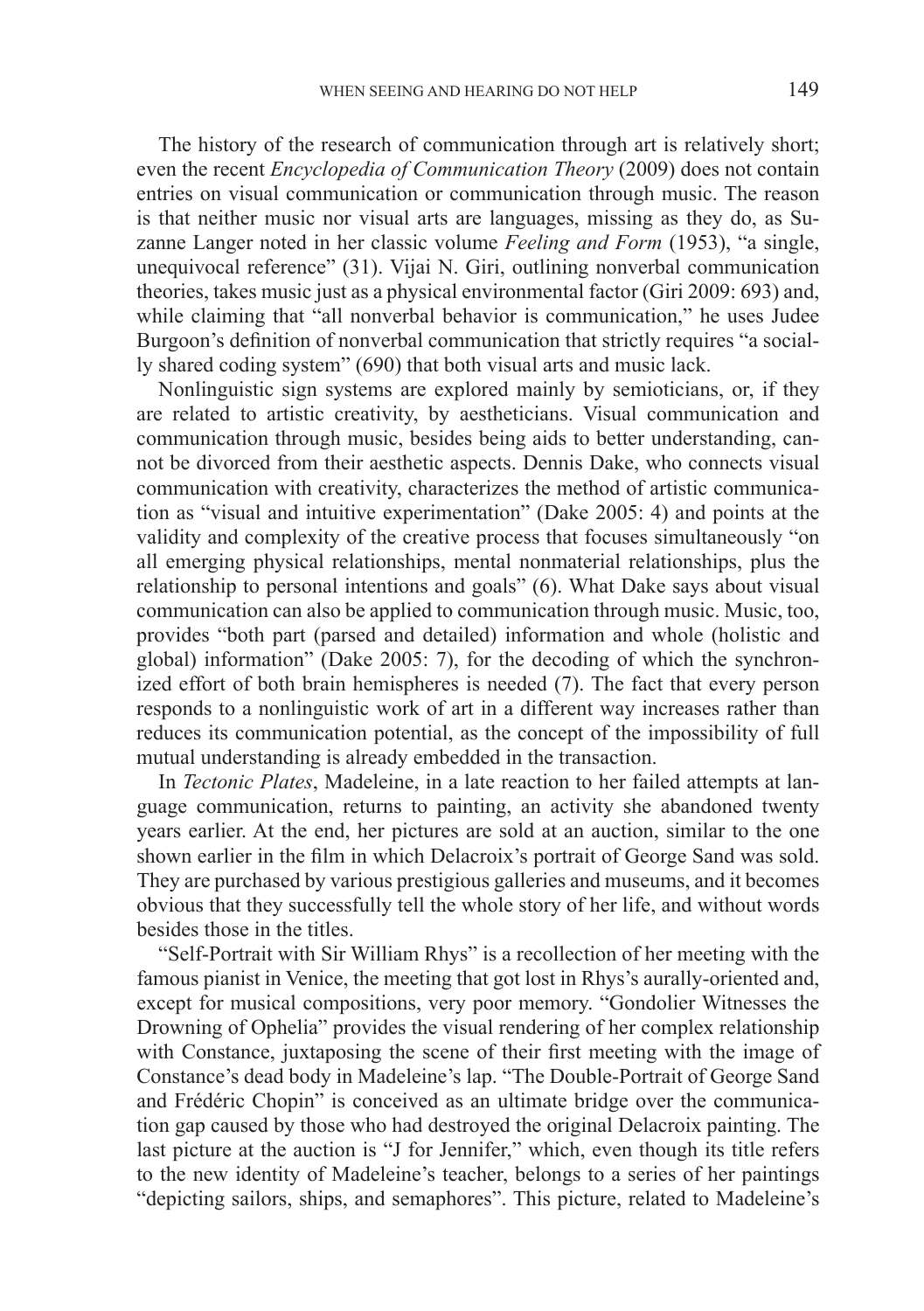The history of the research of communication through art is relatively short; even the recent *Encyclopedia of Communication Theory* (2009) does not contain entries on visual communication or communication through music. The reason is that neither music nor visual arts are languages, missing as they do, as Suzanne Langer noted in her classic volume *Feeling and Form* (1953), "a single, unequivocal reference" (31). Vijai N. Giri, outlining nonverbal communication theories, takes music just as a physical environmental factor (Giri 2009: 693) and, while claiming that "all nonverbal behavior is communication," he uses Judee Burgoon's definition of nonverbal communication that strictly requires "a socially shared coding system" (690) that both visual arts and music lack.

Nonlinguistic sign systems are explored mainly by semioticians, or, if they are related to artistic creativity, by aestheticians. Visual communication and communication through music, besides being aids to better understanding, cannot be divorced from their aesthetic aspects. Dennis Dake, who connects visual communication with creativity, characterizes the method of artistic communication as "visual and intuitive experimentation" (Dake 2005: 4) and points at the validity and complexity of the creative process that focuses simultaneously "on all emerging physical relationships, mental nonmaterial relationships, plus the relationship to personal intentions and goals" (6). What Dake says about visual communication can also be applied to communication through music. Music, too, provides "both part (parsed and detailed) information and whole (holistic and global) information" (Dake 2005: 7), for the decoding of which the synchronized effort of both brain hemispheres is needed (7). The fact that every person responds to a nonlinguistic work of art in a different way increases rather than reduces its communication potential, as the concept of the impossibility of full mutual understanding is already embedded in the transaction.

In *Tectonic Plates*, Madeleine, in a late reaction to her failed attempts at language communication, returns to painting, an activity she abandoned twenty years earlier. At the end, her pictures are sold at an auction, similar to the one shown earlier in the film in which Delacroix's portrait of George Sand was sold. They are purchased by various prestigious galleries and museums, and it becomes obvious that they successfully tell the whole story of her life, and without words besides those in the titles.

"Self-Portrait with Sir William Rhys" is a recollection of her meeting with the famous pianist in Venice, the meeting that got lost in Rhys's aurally-oriented and, except for musical compositions, very poor memory. "Gondolier Witnesses the Drowning of Ophelia" provides the visual rendering of her complex relationship with Constance, juxtaposing the scene of their first meeting with the image of Constance's dead body in Madeleine's lap. "The Double-Portrait of George Sand and Frédéric Chopin" is conceived as an ultimate bridge over the communication gap caused by those who had destroyed the original Delacroix painting. The last picture at the auction is "J for Jennifer," which, even though its title refers to the new identity of Madeleine's teacher, belongs to a series of her paintings "depicting sailors, ships, and semaphores". This picture, related to Madeleine's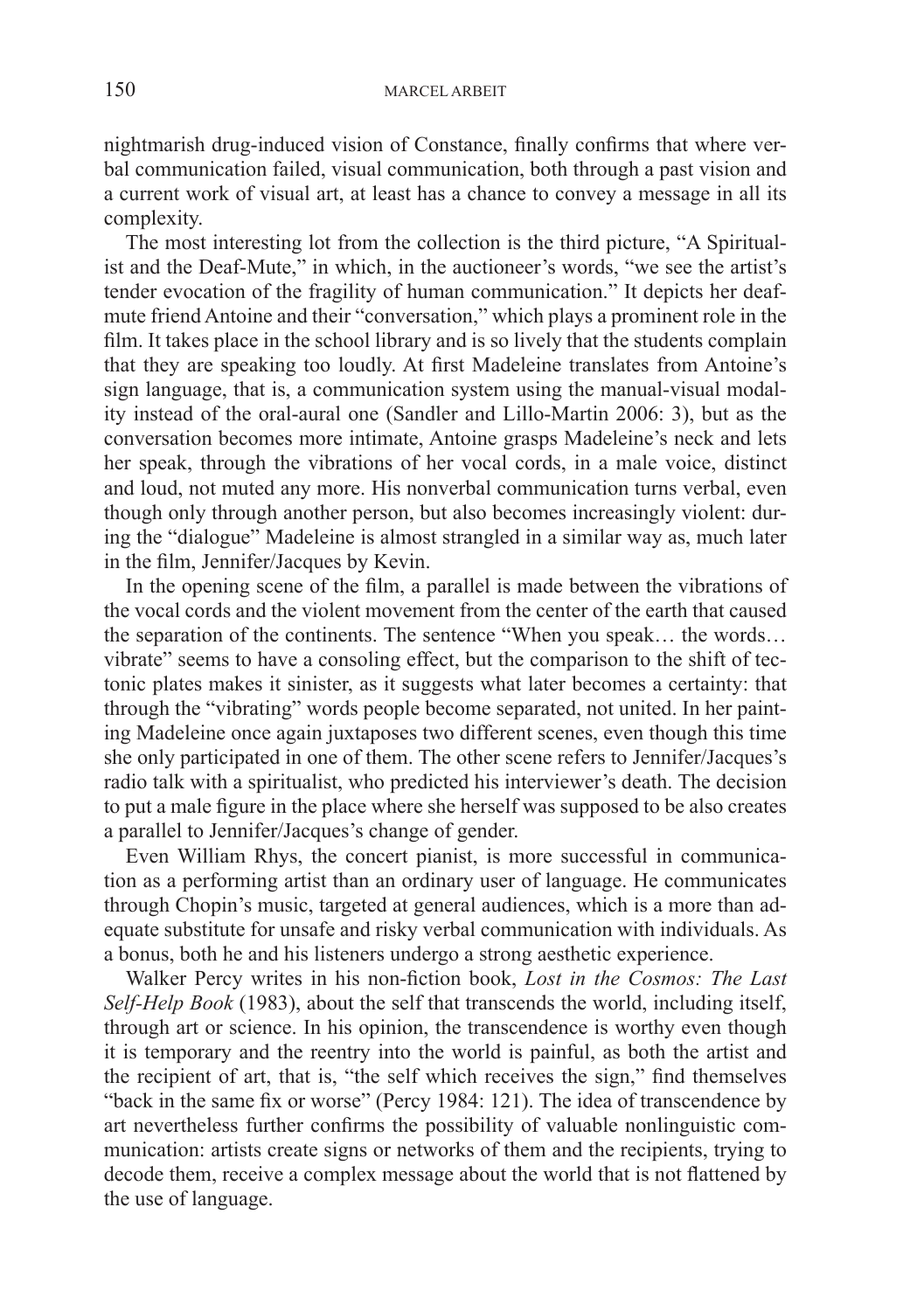nightmarish drug-induced vision of Constance, finally confirms that where verbal communication failed, visual communication, both through a past vision and a current work of visual art, at least has a chance to convey a message in all its complexity.

The most interesting lot from the collection is the third picture, "A Spiritualist and the Deaf-Mute," in which, in the auctioneer's words, "we see the artist's tender evocation of the fragility of human communication." It depicts her deaf-mute friend Antoine and their "conversation," which plays a prominent role in the film. It takes place in the school library and is so lively that the students complain that they are speaking too loudly. At first Madeleine translates from Antoine's sign language, that is, a communication system using the manual-visual modality instead of the oral-aural one (Sandler and Lillo-Martin 2006: 3), but as the conversation becomes more intimate, Antoine grasps Madeleine's neck and lets her speak, through the vibrations of her vocal cords, in a male voice, distinct and loud, not muted any more. His nonverbal communication turns verbal, even though only through another person, but also becomes increasingly violent: during the "dialogue" Madeleine is almost strangled in a similar way as, much later in the film, Jennifer/Jacques by Kevin.

In the opening scene of the film, a parallel is made between the vibrations of the vocal cords and the violent movement from the center of the earth that caused the separation of the continents. The sentence "When you speak… the words… vibrate" seems to have a consoling effect, but the comparison to the shift of tectonic plates makes it sinister, as it suggests what later becomes a certainty: that through the "vibrating" words people become separated, not united. In her painting Madeleine once again juxtaposes two different scenes, even though this time she only participated in one of them. The other scene refers to Jennifer/Jacques's radio talk with a spiritualist, who predicted his interviewer's death. The decision to put a male figure in the place where she herself was supposed to be also creates a parallel to Jennifer/Jacques's change of gender.

Even William Rhys, the concert pianist, is more successful in communication as a performing artist than an ordinary user of language. He communicates through Chopin's music, targeted at general audiences, which is a more than adequate substitute for unsafe and risky verbal communication with individuals. As a bonus, both he and his listeners undergo a strong aesthetic experience.

Walker Percy writes in his non-fiction book, *Lost in the Cosmos: The Last Self-Help Book* (1983), about the self that transcends the world, including itself, through art or science. In his opinion, the transcendence is worthy even though it is temporary and the reentry into the world is painful, as both the artist and the recipient of art, that is, "the self which receives the sign," find themselves "back in the same fix or worse" (Percy 1984: 121). The idea of transcendence by art nevertheless further confirms the possibility of valuable nonlinguistic communication: artists create signs or networks of them and the recipients, trying to decode them, receive a complex message about the world that is not flattened by the use of language.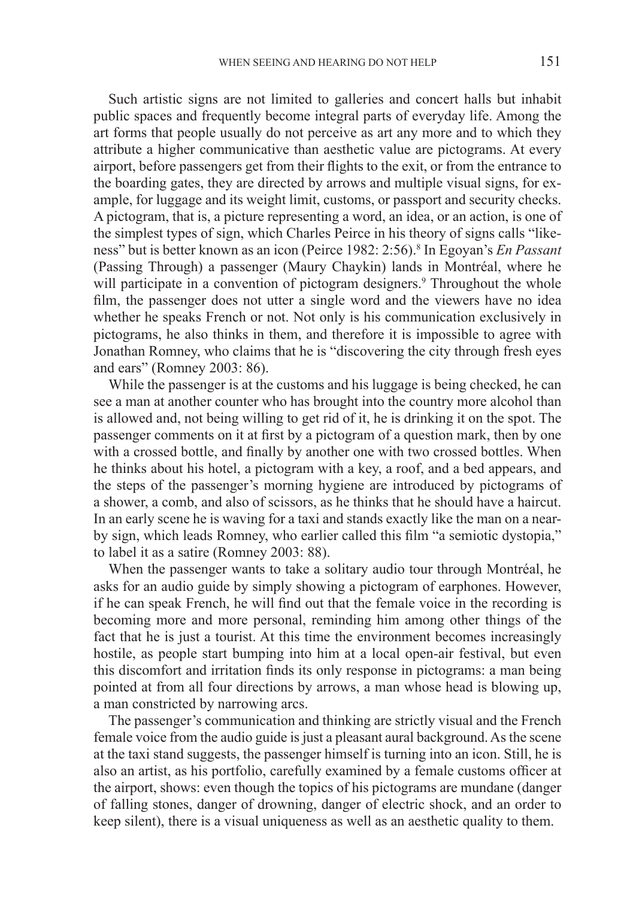Such artistic signs are not limited to galleries and concert halls but inhabit public spaces and frequently become integral parts of everyday life. Among the art forms that people usually do not perceive as art any more and to which they attribute a higher communicative than aesthetic value are pictograms. At every airport, before passengers get from their flights to the exit, or from the entrance to the boarding gates, they are directed by arrows and multiple visual signs, for example, for luggage and its weight limit, customs, or passport and security checks. A pictogram, that is, a picture representing a word, an idea, or an action, is one of the simplest types of sign, which Charles Peirce in his theory of signs calls "likeness" but is better known as an icon (Peirce 1982: 2:56).[8] In Egoyan's *En Passant* (Passing Through) a passenger (Maury Chaykin) lands in Montréal, where he will participate in a convention of pictogram designers.[9] Throughout the whole film, the passenger does not utter a single word and the viewers have no idea whether he speaks French or not. Not only is his communication exclusively in pictograms, he also thinks in them, and therefore it is impossible to agree with Jonathan Romney, who claims that he is "discovering the city through fresh eyes and ears" (Romney 2003: 86).

While the passenger is at the customs and his luggage is being checked, he can see a man at another counter who has brought into the country more alcohol than is allowed and, not being willing to get rid of it, he is drinking it on the spot. The passenger comments on it at first by a pictogram of a question mark, then by one with a crossed bottle, and finally by another one with two crossed bottles. When he thinks about his hotel, a pictogram with a key, a roof, and a bed appears, and the steps of the passenger's morning hygiene are introduced by pictograms of a shower, a comb, and also of scissors, as he thinks that he should have a haircut. In an early scene he is waving for a taxi and stands exactly like the man on a nearby sign, which leads Romney, who earlier called this film "a semiotic dystopia," to label it as a satire (Romney 2003: 88).

When the passenger wants to take a solitary audio tour through Montréal, he asks for an audio guide by simply showing a pictogram of earphones. However, if he can speak French, he will find out that the female voice in the recording is becoming more and more personal, reminding him among other things of the fact that he is just a tourist. At this time the environment becomes increasingly hostile, as people start bumping into him at a local open-air festival, but even this discomfort and irritation finds its only response in pictograms: a man being pointed at from all four directions by arrows, a man whose head is blowing up, a man constricted by narrowing arcs.

The passenger's communication and thinking are strictly visual and the French female voice from the audio guide is just a pleasant aural background. As the scene at the taxi stand suggests, the passenger himself is turning into an icon. Still, he is also an artist, as his portfolio, carefully examined by a female customs officer at the airport, shows: even though the topics of his pictograms are mundane (danger of falling stones, danger of drowning, danger of electric shock, and an order to keep silent), there is a visual uniqueness as well as an aesthetic quality to them.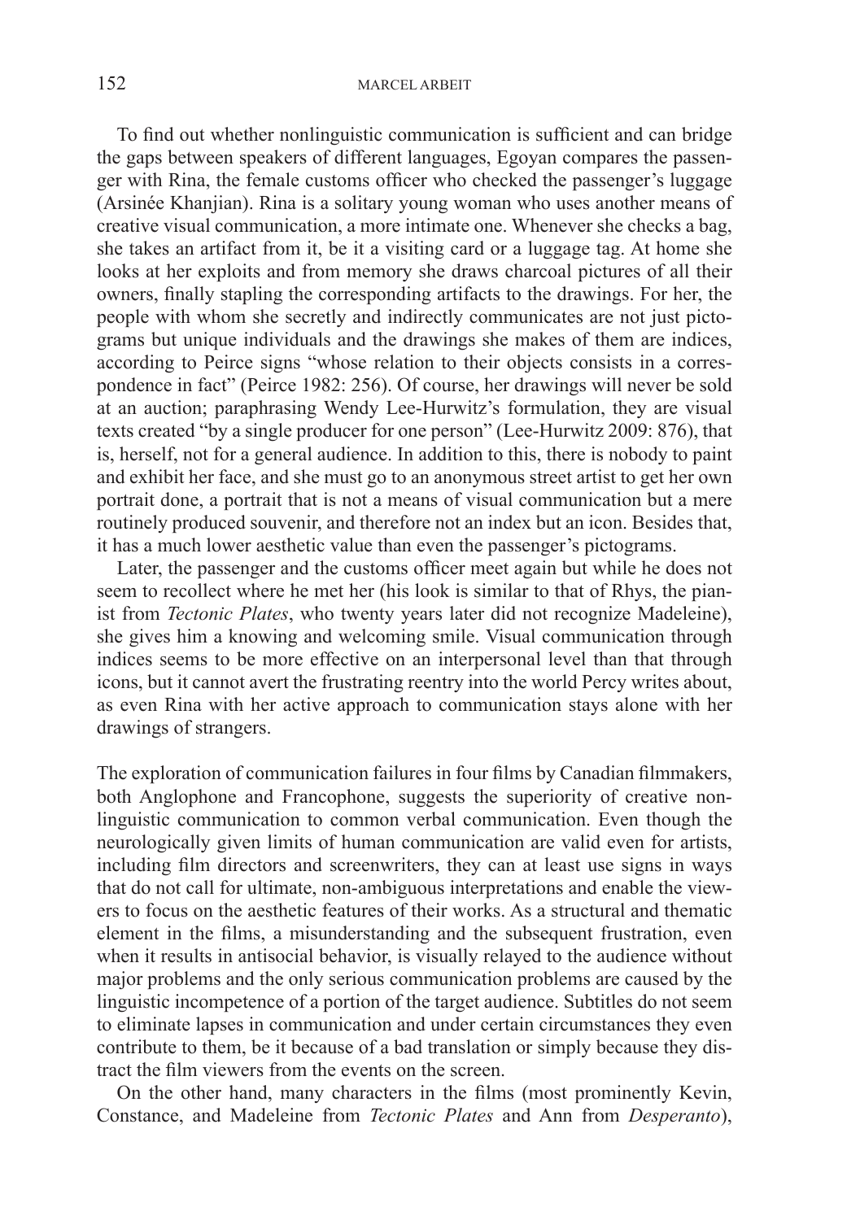To find out whether nonlinguistic communication is sufficient and can bridge the gaps between speakers of different languages, Egoyan compares the passenger with Rina, the female customs officer who checked the passenger's luggage (Arsinée Khanjian). Rina is a solitary young woman who uses another means of creative visual communication, a more intimate one. Whenever she checks a bag, she takes an artifact from it, be it a visiting card or a luggage tag. At home she looks at her exploits and from memory she draws charcoal pictures of all their owners, finally stapling the corresponding artifacts to the drawings. For her, the people with whom she secretly and indirectly communicates are not just pictograms but unique individuals and the drawings she makes of them are indices, according to Peirce signs "whose relation to their objects consists in a correspondence in fact" (Peirce 1982: 256). Of course, her drawings will never be sold at an auction; paraphrasing Wendy Lee-Hurwitz's formulation, they are visual texts created "by a single producer for one person" (Lee-Hurwitz 2009: 876), that is, herself, not for a general audience. In addition to this, there is nobody to paint and exhibit her face, and she must go to an anonymous street artist to get her own portrait done, a portrait that is not a means of visual communication but a mere routinely produced souvenir, and therefore not an index but an icon. Besides that, it has a much lower aesthetic value than even the passenger's pictograms.

Later, the passenger and the customs officer meet again but while he does not seem to recollect where he met her (his look is similar to that of Rhys, the pianist from *Tectonic Plates*, who twenty years later did not recognize Madeleine), she gives him a knowing and welcoming smile. Visual communication through indices seems to be more effective on an interpersonal level than that through icons, but it cannot avert the frustrating reentry into the world Percy writes about, as even Rina with her active approach to communication stays alone with her drawings of strangers.

The exploration of communication failures in four films by Canadian filmmakers, both Anglophone and Francophone, suggests the superiority of creative nonlinguistic communication to common verbal communication. Even though the neurologically given limits of human communication are valid even for artists, including film directors and screenwriters, they can at least use signs in ways that do not call for ultimate, non-ambiguous interpretations and enable the viewers to focus on the aesthetic features of their works. As a structural and thematic element in the films, a misunderstanding and the subsequent frustration, even when it results in antisocial behavior, is visually relayed to the audience without major problems and the only serious communication problems are caused by the linguistic incompetence of a portion of the target audience. Subtitles do not seem to eliminate lapses in communication and under certain circumstances they even contribute to them, be it because of a bad translation or simply because they distract the film viewers from the events on the screen.

On the other hand, many characters in the films (most prominently Kevin, Constance, and Madeleine from *Tectonic Plates* and Ann from *Desperanto*),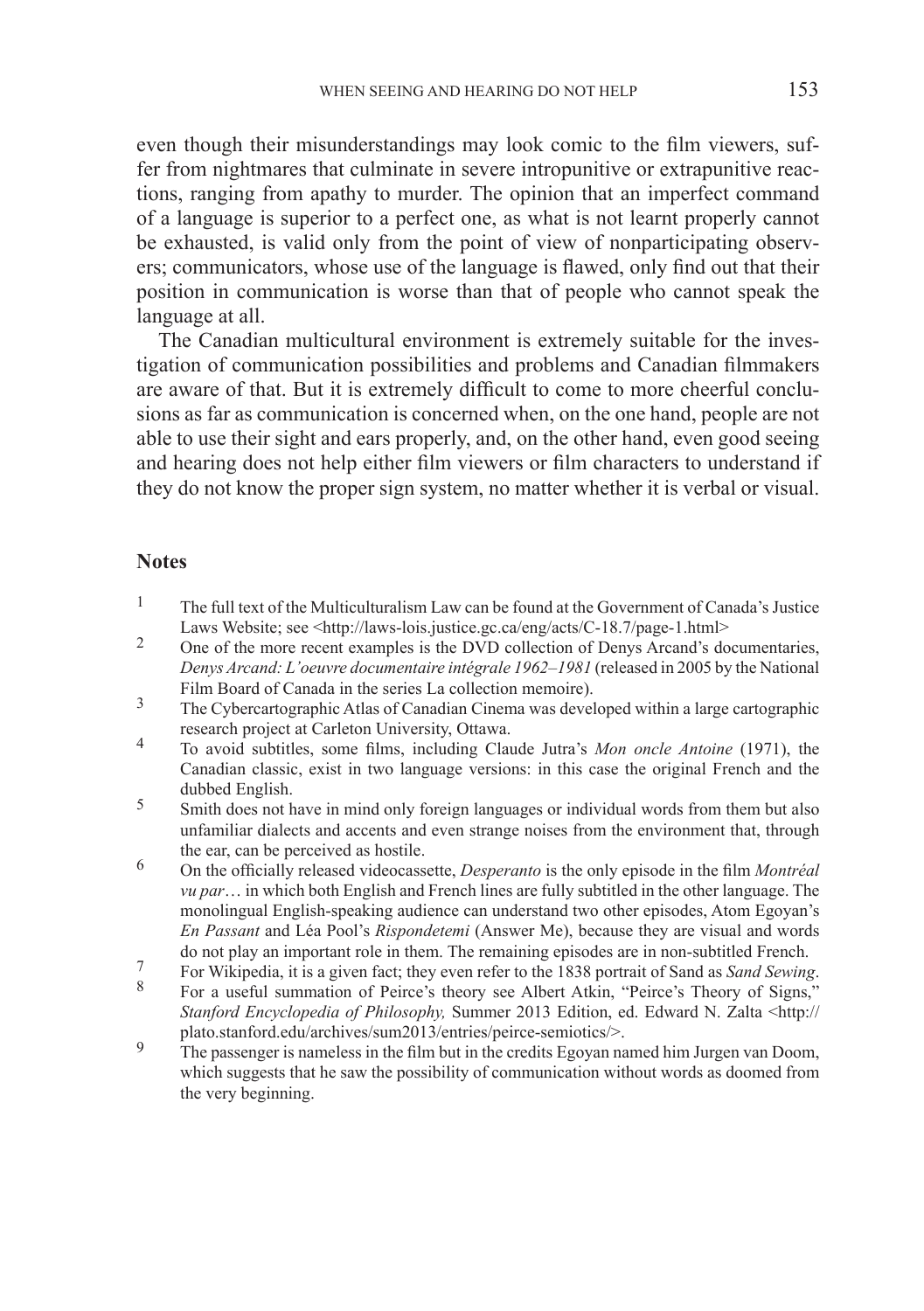even though their misunderstandings may look comic to the film viewers, suffer from nightmares that culminate in severe intropunitive or extrapunitive reactions, ranging from apathy to murder. The opinion that an imperfect command of a language is superior to a perfect one, as what is not learnt properly cannot be exhausted, is valid only from the point of view of nonparticipating observers; communicators, whose use of the language is flawed, only find out that their position in communication is worse than that of people who cannot speak the language at all.

The Canadian multicultural environment is extremely suitable for the investigation of communication possibilities and problems and Canadian filmmakers are aware of that. But it is extremely difficult to come to more cheerful conclusions as far as communication is concerned when, on the one hand, people are not able to use their sight and ears properly, and, on the other hand, even good seeing and hearing does not help either film viewers or film characters to understand if they do not know the proper sign system, no matter whether it is verbal or visual.

## Notes

1. The full text of the Multiculturalism Law can be found at the Government of Canada's Justice Laws Website; see <http://laws-lois.justice.gc.ca/eng/acts/C-18.7/page-1.html>
2. One of the more recent examples is the DVD collection of Denys Arcand's documentaries, *Denys Arcand: L'oeuvre documentaire intégrale 1962–1981* (released in 2005 by the National Film Board of Canada in the series La collection memoire).
3. The Cybercartographic Atlas of Canadian Cinema was developed within a large cartographic research project at Carleton University, Ottawa.
4. To avoid subtitles, some films, including Claude Jutra's *Mon oncle Antoine* (1971), the Canadian classic, exist in two language versions: in this case the original French and the dubbed English.
5. Smith does not have in mind only foreign languages or individual words from them but also unfamiliar dialects and accents and even strange noises from the environment that, through the ear, can be perceived as hostile.
6. On the officially released videocassette, *Desperanto* is the only episode in the film *Montréal vu par*… in which both English and French lines are fully subtitled in the other language. The monolingual English-speaking audience can understand two other episodes, Atom Egoyan's *En Passant* and Léa Pool's *Rispondetemi* (Answer Me), because they are visual and words do not play an important role in them. The remaining episodes are in non-subtitled French.
7. For Wikipedia, it is a given fact; they even refer to the 1838 portrait of Sand as *Sand Sewing*.
8. For a useful summation of Peirce's theory see Albert Atkin, "Peirce's Theory of Signs," *Stanford Encyclopedia of Philosophy,* Summer 2013 Edition, ed. Edward N. Zalta <http://plato.stanford.edu/archives/sum2013/entries/peirce-semiotics/>.
9. The passenger is nameless in the film but in the credits Egoyan named him Jurgen van Doom, which suggests that he saw the possibility of communication without words as doomed from the very beginning.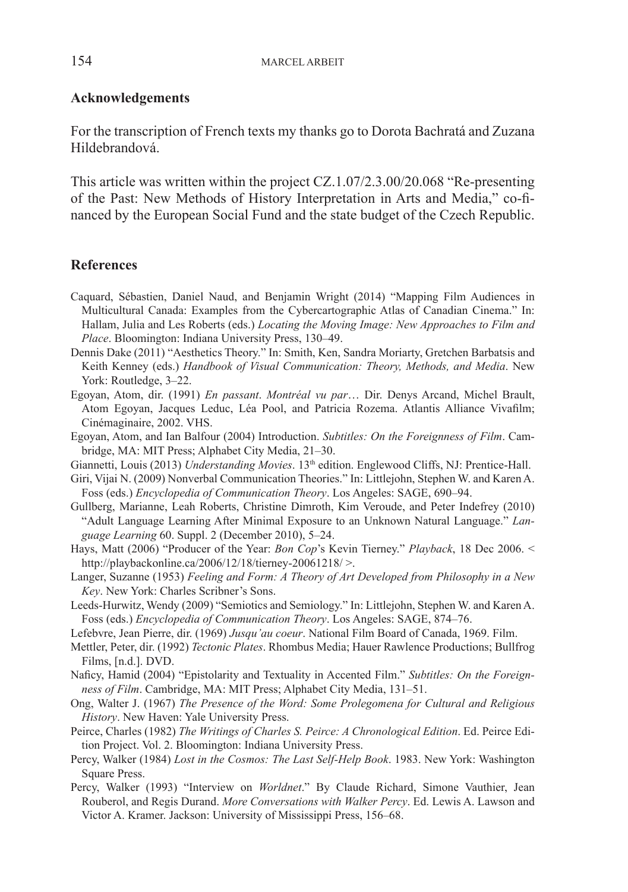## Acknowledgements

For the transcription of French texts my thanks go to Dorota Bachratá and Zuzana Hildebrandová.

This article was written within the project CZ.1.07/2.3.00/20.068 "Re-presenting of the Past: New Methods of History Interpretation in Arts and Media," co-financed by the European Social Fund and the state budget of the Czech Republic.

## References

Caquard, Sébastien, Daniel Naud, and Benjamin Wright (2014) "Mapping Film Audiences in Multicultural Canada: Examples from the Cybercartographic Atlas of Canadian Cinema." In: Hallam, Julia and Les Roberts (eds.) *Locating the Moving Image: New Approaches to Film and Place*. Bloomington: Indiana University Press, 130–49.

Dennis Dake (2011) "Aesthetics Theory." In: Smith, Ken, Sandra Moriarty, Gretchen Barbatsis and Keith Kenney (eds.) *Handbook of Visual Communication: Theory, Methods, and Media*. New York: Routledge, 3–22.

Egoyan, Atom, dir. (1991) *En passant*. *Montréal vu par*… Dir. Denys Arcand, Michel Brault, Atom Egoyan, Jacques Leduc, Léa Pool, and Patricia Rozema. Atlantis Alliance Vivafilm; Cinémaginaire, 2002. VHS.

Egoyan, Atom, and Ian Balfour (2004) Introduction. *Subtitles: On the Foreignness of Film*. Cambridge, MA: MIT Press; Alphabet City Media, 21–30.

Giannetti, Louis (2013) *Understanding Movies*. 13th edition. Englewood Cliffs, NJ: Prentice-Hall.

Giri, Vijai N. (2009) Nonverbal Communication Theories." In: Littlejohn, Stephen W. and Karen A. Foss (eds.) *Encyclopedia of Communication Theory*. Los Angeles: SAGE, 690–94.

Gullberg, Marianne, Leah Roberts, Christine Dimroth, Kim Veroude, and Peter Indefrey (2010) "Adult Language Learning After Minimal Exposure to an Unknown Natural Language." *Language Learning* 60. Suppl. 2 (December 2010), 5–24.

Hays, Matt (2006) "Producer of the Year: *Bon Cop*'s Kevin Tierney." *Playback*, 18 Dec 2006. < http://playbackonline.ca/2006/12/18/tierney-20061218/ >.

Langer, Suzanne (1953) *Feeling and Form: A Theory of Art Developed from Philosophy in a New Key*. New York: Charles Scribner's Sons.

Leeds-Hurwitz, Wendy (2009) "Semiotics and Semiology." In: Littlejohn, Stephen W. and Karen A. Foss (eds.) *Encyclopedia of Communication Theory*. Los Angeles: SAGE, 874–76.

Lefebvre, Jean Pierre, dir. (1969) *Jusqu'au coeur*. National Film Board of Canada, 1969. Film.

Mettler, Peter, dir. (1992) *Tectonic Plates*. Rhombus Media; Hauer Rawlence Productions; Bullfrog Films, [n.d.]. DVD.

Naficy, Hamid (2004) "Epistolarity and Textuality in Accented Film." *Subtitles: On the Foreignness of Film*. Cambridge, MA: MIT Press; Alphabet City Media, 131–51.

Ong, Walter J. (1967) *The Presence of the Word: Some Prolegomena for Cultural and Religious History*. New Haven: Yale University Press.

Peirce, Charles (1982) *The Writings of Charles S. Peirce: A Chronological Edition*. Ed. Peirce Edition Project. Vol. 2. Bloomington: Indiana University Press.

Percy, Walker (1984) *Lost in the Cosmos: The Last Self-Help Book*. 1983. New York: Washington Square Press.

Percy, Walker (1993) "Interview on *Worldnet*." By Claude Richard, Simone Vauthier, Jean Rouberol, and Regis Durand. *More Conversations with Walker Percy*. Ed. Lewis A. Lawson and Victor A. Kramer. Jackson: University of Mississippi Press, 156–68.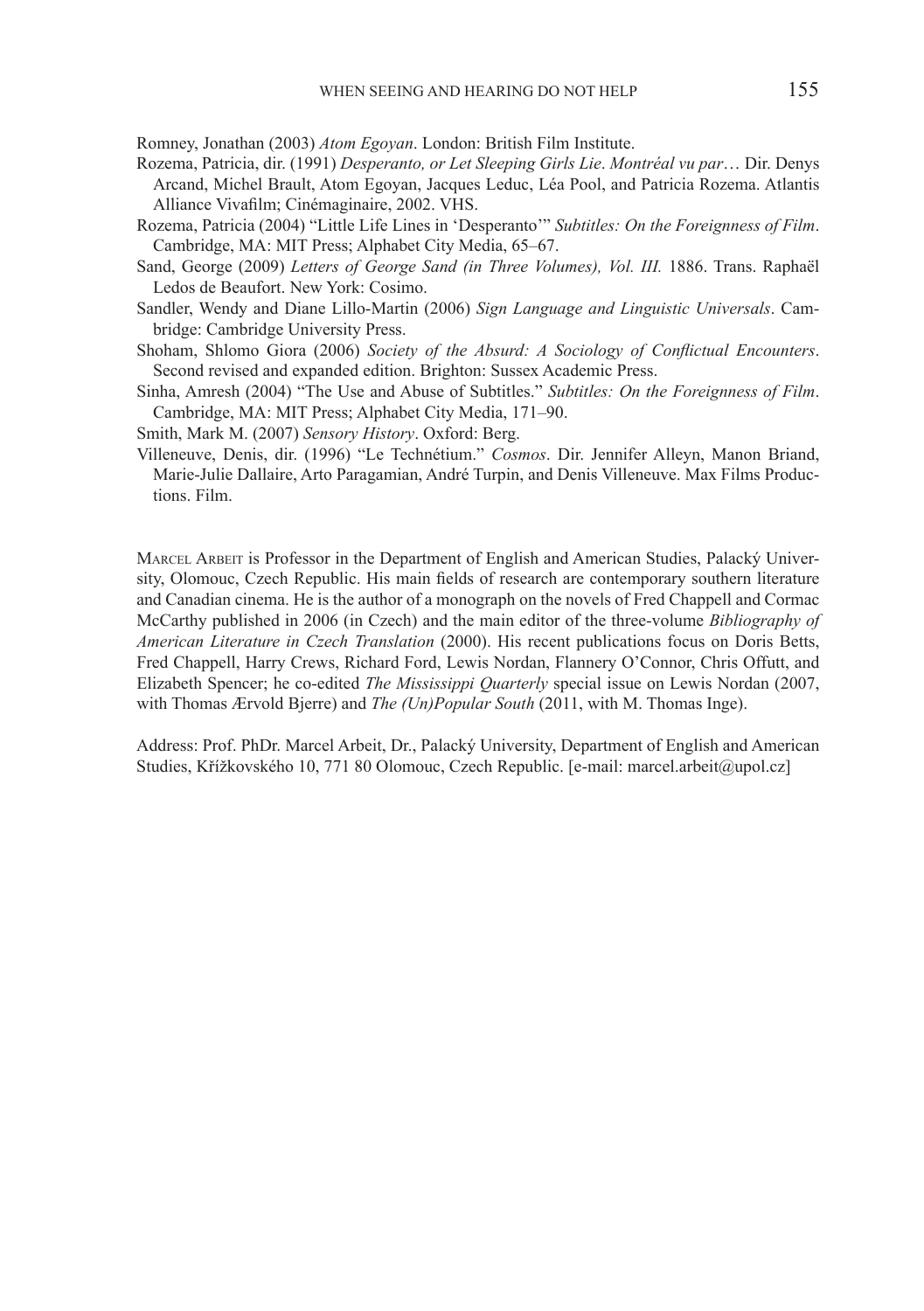Romney, Jonathan (2003) *Atom Egoyan*. London: British Film Institute.

Rozema, Patricia, dir. (1991) *Desperanto, or Let Sleeping Girls Lie*. *Montréal vu par*… Dir. Denys Arcand, Michel Brault, Atom Egoyan, Jacques Leduc, Léa Pool, and Patricia Rozema. Atlantis Alliance Vivafilm; Cinémaginaire, 2002. VHS.

Rozema, Patricia (2004) "Little Life Lines in 'Desperanto'" *Subtitles: On the Foreignness of Film*. Cambridge, MA: MIT Press; Alphabet City Media, 65–67.

Sand, George (2009) *Letters of George Sand (in Three Volumes), Vol. III.* 1886. Trans. Raphaël Ledos de Beaufort. New York: Cosimo.

Sandler, Wendy and Diane Lillo-Martin (2006) *Sign Language and Linguistic Universals*. Cambridge: Cambridge University Press.

Shoham, Shlomo Giora (2006) *Society of the Absurd: A Sociology of Conflictual Encounters*. Second revised and expanded edition. Brighton: Sussex Academic Press.

Sinha, Amresh (2004) "The Use and Abuse of Subtitles." *Subtitles: On the Foreignness of Film*. Cambridge, MA: MIT Press; Alphabet City Media, 171–90.

Smith, Mark M. (2007) *Sensory History*. Oxford: Berg.

Villeneuve, Denis, dir. (1996) "Le Technétium." *Cosmos*. Dir. Jennifer Alleyn, Manon Briand, Marie-Julie Dallaire, Arto Paragamian, André Turpin, and Denis Villeneuve. Max Films Productions. Film.

Marcel Arbeit is Professor in the Department of English and American Studies, Palacký University, Olomouc, Czech Republic. His main fields of research are contemporary southern literature and Canadian cinema. He is the author of a monograph on the novels of Fred Chappell and Cormac McCarthy published in 2006 (in Czech) and the main editor of the three-volume *Bibliography of American Literature in Czech Translation* (2000). His recent publications focus on Doris Betts, Fred Chappell, Harry Crews, Richard Ford, Lewis Nordan, Flannery O'Connor, Chris Offutt, and Elizabeth Spencer; he co-edited *The Mississippi Quarterly* special issue on Lewis Nordan (2007, with Thomas Ærvold Bjerre) and *The (Un)Popular South* (2011, with M. Thomas Inge).

Address: Prof. PhDr. Marcel Arbeit, Dr., Palacký University, Department of English and American Studies, Křížkovského 10, 771 80 Olomouc, Czech Republic. [e-mail: marcel.arbeit@upol.cz]